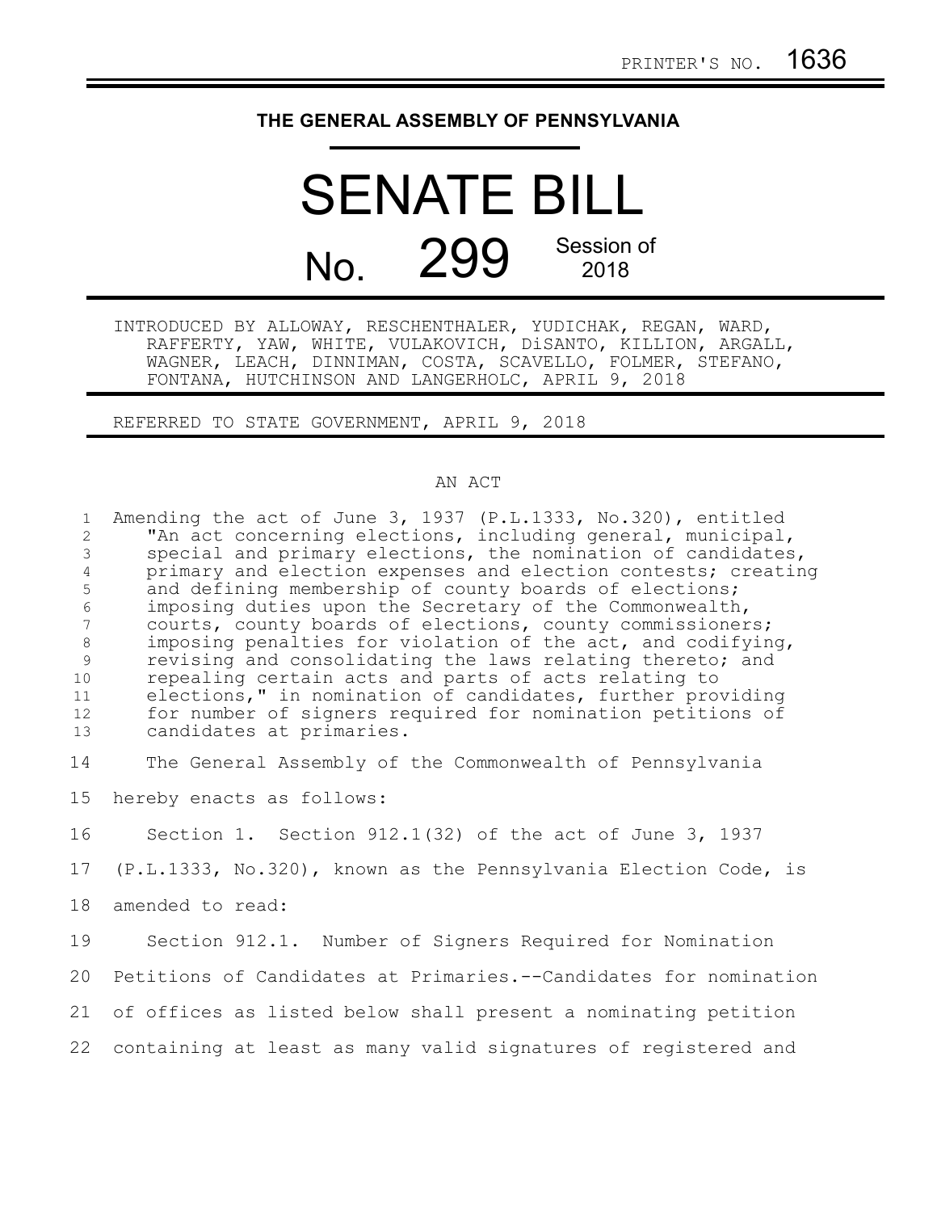PRINTER'S NO. 1636

**THE GENERAL ASSEMBLY OF PENNSYLVANIA**

# SENATE BILL

# No. 299 Session of 2018

INTRODUCED BY ALLOWAY, RESCHENTHALER, YUDICHAK, REGAN, WARD, RAFFERTY, YAW, WHITE, VULAKOVICH, DiSANTO, KILLION, ARGALL, WAGNER, LEACH, DINNIMAN, COSTA, SCAVELLO, FOLMER, STEFANO, FONTANA, HUTCHINSON AND LANGERHOLC, APRIL 9, 2018

REFERRED TO STATE GOVERNMENT, APRIL 9, 2018

AN ACT

Amending the act of June 3, 1937 (P.L.1333, No.320), entitled "An act concerning elections, including general, municipal, special and primary elections, the nomination of candidates, primary and election expenses and election contests; creating and defining membership of county boards of elections; imposing duties upon the Secretary of the Commonwealth, courts, county boards of elections, county commissioners; imposing penalties for violation of the act, and codifying, revising and consolidating the laws relating thereto; and repealing certain acts and parts of acts relating to elections," in nomination of candidates, further providing for number of signers required for nomination petitions of candidates at primaries.

The General Assembly of the Commonwealth of Pennsylvania hereby enacts as follows:

Section 1. Section 912.1(32) of the act of June 3, 1937 (P.L.1333, No.320), known as the Pennsylvania Election Code, is amended to read:

Section 912.1. Number of Signers Required for Nomination Petitions of Candidates at Primaries.--Candidates for nomination of offices as listed below shall present a nominating petition containing at least as many valid signatures of registered and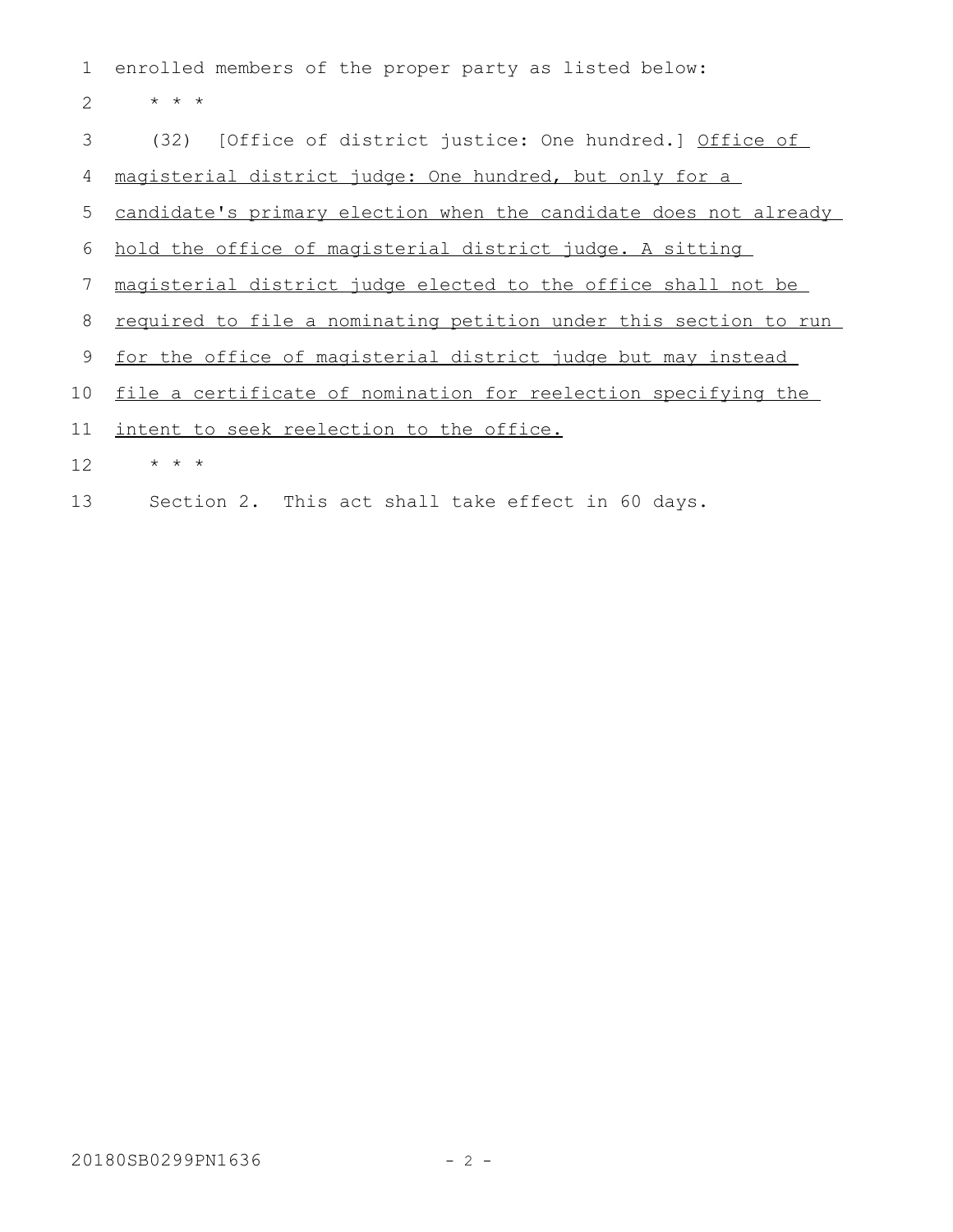enrolled members of the proper party as listed below:

* * *

(32) [Office of district justice: One hundred.] <u>Office of magisterial district judge: One hundred, but only for a candidate's primary election when the candidate does not already hold the office of magisterial district judge. A sitting magisterial district judge elected to the office shall not be required to file a nominating petition under this section to run for the office of magisterial district judge but may instead file a certificate of nomination for reelection specifying the intent to seek reelection to the office.</u>

* * *

Section 2. This act shall take effect in 60 days.